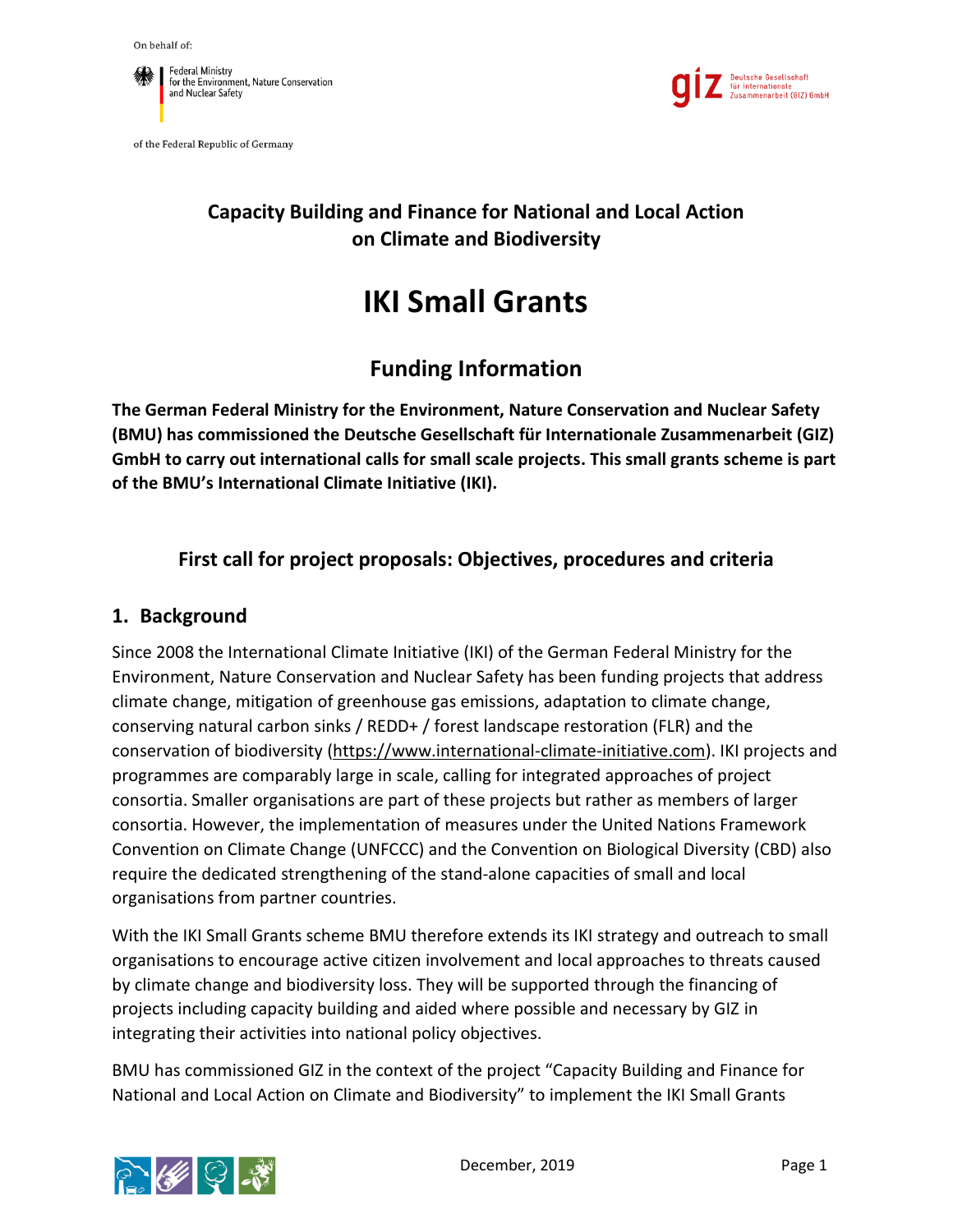On behalf of:

Federal Ministry for the Environment, Nature Conservation and Nuclear Safety

of the Federal Republic of Germany

giz Deutsche Gesellschaft für Internationale Zusammenarbeit (GIZ) GmbH

**Capacity Building and Finance for National and Local Action on Climate and Biodiversity**

# IKI Small Grants

## Funding Information

**The German Federal Ministry for the Environment, Nature Conservation and Nuclear Safety (BMU) has commissioned the Deutsche Gesellschaft für Internationale Zusammenarbeit (GIZ) GmbH to carry out international calls for small scale projects. This small grants scheme is part of the BMU's International Climate Initiative (IKI).**

### First call for project proposals: Objectives, procedures and criteria

## 1. Background

Since 2008 the International Climate Initiative (IKI) of the German Federal Ministry for the Environment, Nature Conservation and Nuclear Safety has been funding projects that address climate change, mitigation of greenhouse gas emissions, adaptation to climate change, conserving natural carbon sinks / REDD+ / forest landscape restoration (FLR) and the conservation of biodiversity (https://www.international-climate-initiative.com). IKI projects and programmes are comparably large in scale, calling for integrated approaches of project consortia. Smaller organisations are part of these projects but rather as members of larger consortia. However, the implementation of measures under the United Nations Framework Convention on Climate Change (UNFCCC) and the Convention on Biological Diversity (CBD) also require the dedicated strengthening of the stand-alone capacities of small and local organisations from partner countries.

With the IKI Small Grants scheme BMU therefore extends its IKI strategy and outreach to small organisations to encourage active citizen involvement and local approaches to threats caused by climate change and biodiversity loss. They will be supported through the financing of projects including capacity building and aided where possible and necessary by GIZ in integrating their activities into national policy objectives.

BMU has commissioned GIZ in the context of the project "Capacity Building and Finance for National and Local Action on Climate and Biodiversity" to implement the IKI Small Grants

December, 2019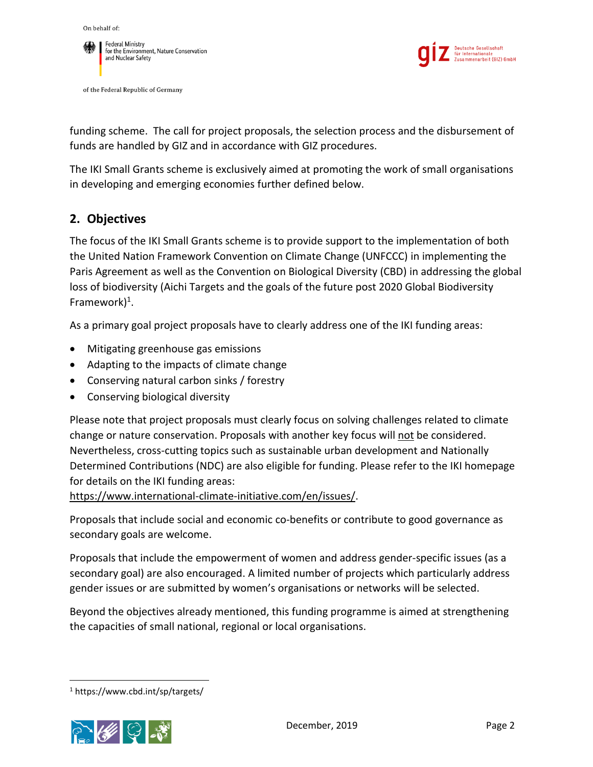funding scheme. The call for project proposals, the selection process and the disbursement of funds are handled by GIZ and in accordance with GIZ procedures.

The IKI Small Grants scheme is exclusively aimed at promoting the work of small organisations in developing and emerging economies further defined below.

## 2. Objectives

The focus of the IKI Small Grants scheme is to provide support to the implementation of both the United Nation Framework Convention on Climate Change (UNFCCC) in implementing the Paris Agreement as well as the Convention on Biological Diversity (CBD) in addressing the global loss of biodiversity (Aichi Targets and the goals of the future post 2020 Global Biodiversity Framework)[1].

As a primary goal project proposals have to clearly address one of the IKI funding areas:

- Mitigating greenhouse gas emissions
- Adapting to the impacts of climate change
- Conserving natural carbon sinks / forestry
- Conserving biological diversity

Please note that project proposals must clearly focus on solving challenges related to climate change or nature conservation. Proposals with another key focus will <u>not</u> be considered. Nevertheless, cross-cutting topics such as sustainable urban development and Nationally Determined Contributions (NDC) are also eligible for funding. Please refer to the IKI homepage for details on the IKI funding areas:
https://www.international-climate-initiative.com/en/issues/.

Proposals that include social and economic co-benefits or contribute to good governance as secondary goals are welcome.

Proposals that include the empowerment of women and address gender-specific issues (as a secondary goal) are also encouraged. A limited number of projects which particularly address gender issues or are submitted by women's organisations or networks will be selected.

Beyond the objectives already mentioned, this funding programme is aimed at strengthening the capacities of small national, regional or local organisations.

---

[1] https://www.cbd.int/sp/targets/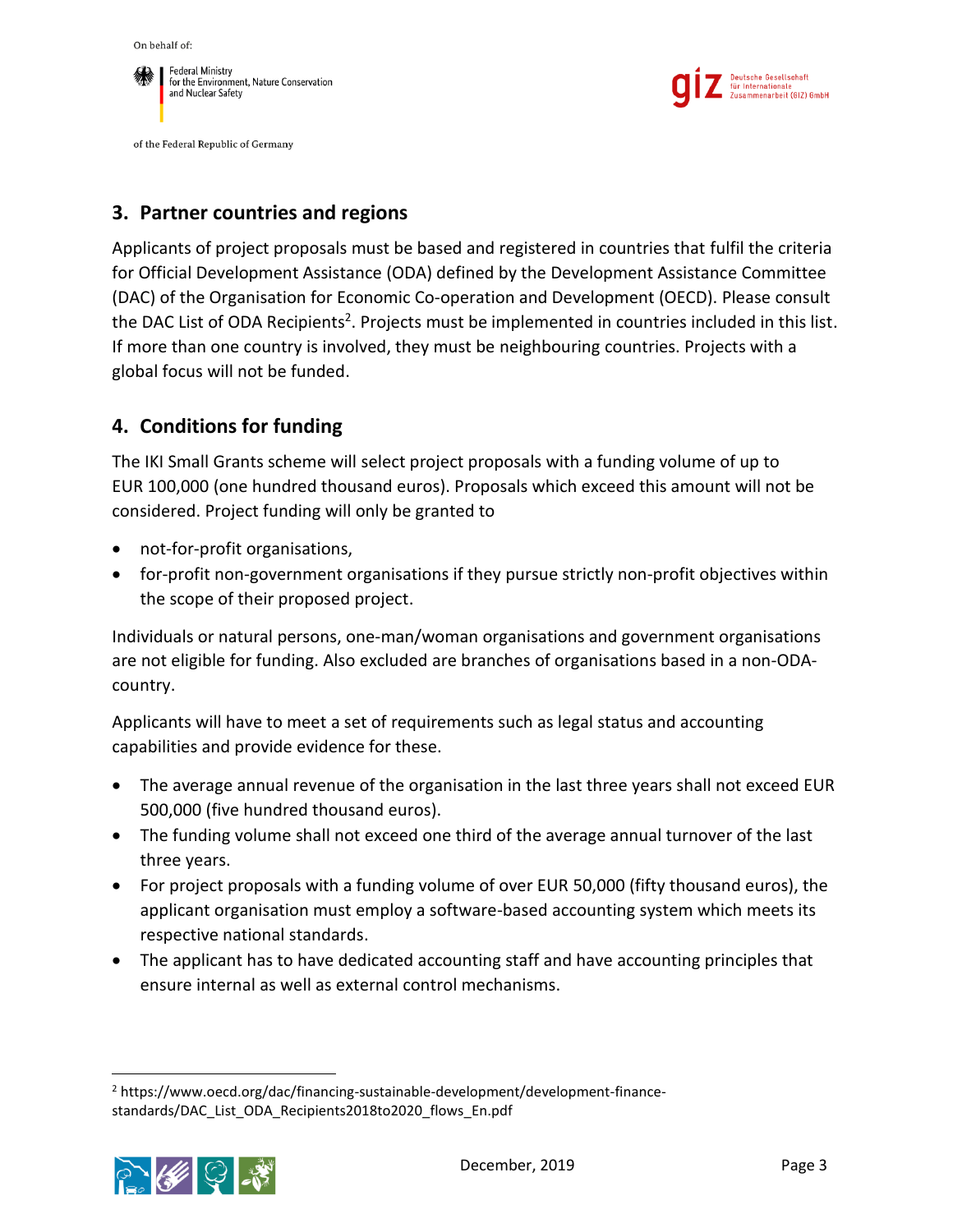## 3. Partner countries and regions

Applicants of project proposals must be based and registered in countries that fulfil the criteria for Official Development Assistance (ODA) defined by the Development Assistance Committee (DAC) of the Organisation for Economic Co-operation and Development (OECD). Please consult the DAC List of ODA Recipients[2]. Projects must be implemented in countries included in this list. If more than one country is involved, they must be neighbouring countries. Projects with a global focus will not be funded.

## 4. Conditions for funding

The IKI Small Grants scheme will select project proposals with a funding volume of up to EUR 100,000 (one hundred thousand euros). Proposals which exceed this amount will not be considered. Project funding will only be granted to

- not-for-profit organisations,
- for-profit non-government organisations if they pursue strictly non-profit objectives within the scope of their proposed project.

Individuals or natural persons, one-man/woman organisations and government organisations are not eligible for funding. Also excluded are branches of organisations based in a non-ODA-country.

Applicants will have to meet a set of requirements such as legal status and accounting capabilities and provide evidence for these.

- The average annual revenue of the organisation in the last three years shall not exceed EUR 500,000 (five hundred thousand euros).
- The funding volume shall not exceed one third of the average annual turnover of the last three years.
- For project proposals with a funding volume of over EUR 50,000 (fifty thousand euros), the applicant organisation must employ a software-based accounting system which meets its respective national standards.
- The applicant has to have dedicated accounting staff and have accounting principles that ensure internal as well as external control mechanisms.

---

[2] https://www.oecd.org/dac/financing-sustainable-development/development-finance-standards/DAC_List_ODA_Recipients2018to2020_flows_En.pdf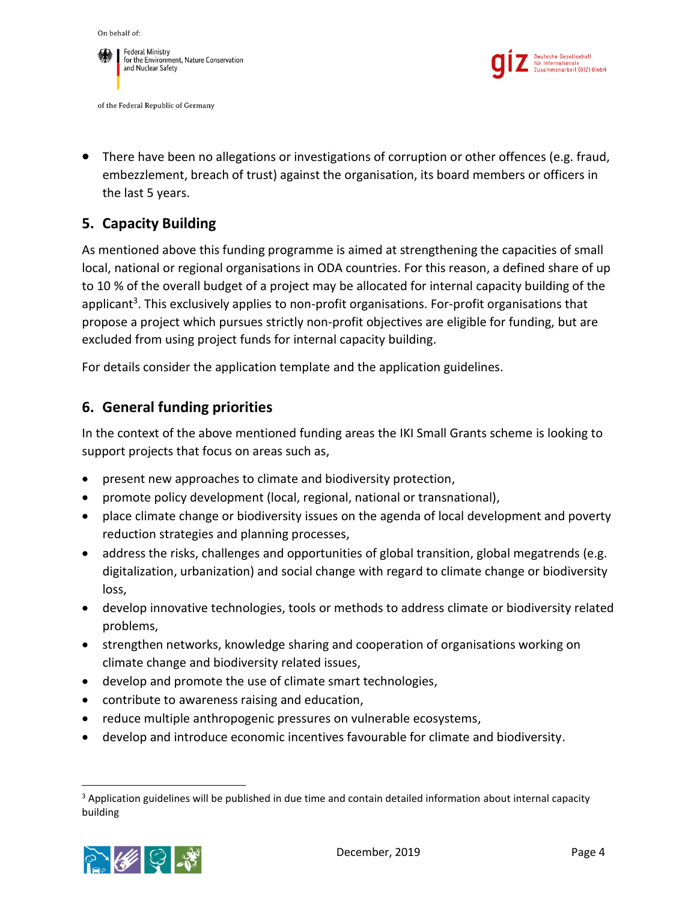- There have been no allegations or investigations of corruption or other offences (e.g. fraud, embezzlement, breach of trust) against the organisation, its board members or officers in the last 5 years.

## 5. Capacity Building

As mentioned above this funding programme is aimed at strengthening the capacities of small local, national or regional organisations in ODA countries. For this reason, a defined share of up to 10 % of the overall budget of a project may be allocated for internal capacity building of the applicant[3]. This exclusively applies to non-profit organisations. For-profit organisations that propose a project which pursues strictly non-profit objectives are eligible for funding, but are excluded from using project funds for internal capacity building.

For details consider the application template and the application guidelines.

## 6. General funding priorities

In the context of the above mentioned funding areas the IKI Small Grants scheme is looking to support projects that focus on areas such as,

- present new approaches to climate and biodiversity protection,
- promote policy development (local, regional, national or transnational),
- place climate change or biodiversity issues on the agenda of local development and poverty reduction strategies and planning processes,
- address the risks, challenges and opportunities of global transition, global megatrends (e.g. digitalization, urbanization) and social change with regard to climate change or biodiversity loss,
- develop innovative technologies, tools or methods to address climate or biodiversity related problems,
- strengthen networks, knowledge sharing and cooperation of organisations working on climate change and biodiversity related issues,
- develop and promote the use of climate smart technologies,
- contribute to awareness raising and education,
- reduce multiple anthropogenic pressures on vulnerable ecosystems,
- develop and introduce economic incentives favourable for climate and biodiversity.

---

[3] Application guidelines will be published in due time and contain detailed information about internal capacity building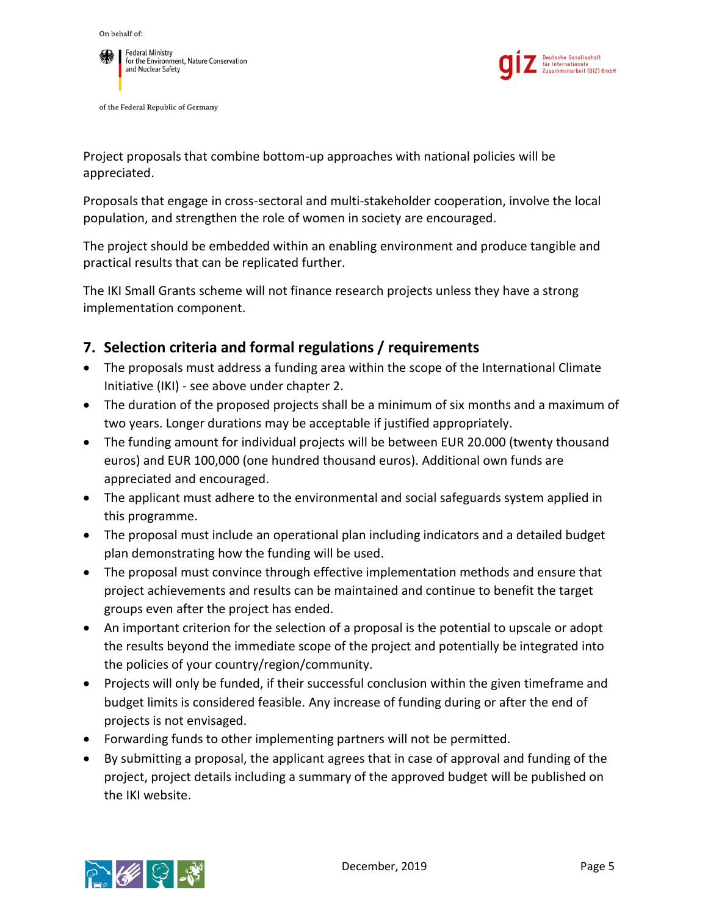Project proposals that combine bottom-up approaches with national policies will be appreciated.

Proposals that engage in cross-sectoral and multi-stakeholder cooperation, involve the local population, and strengthen the role of women in society are encouraged.

The project should be embedded within an enabling environment and produce tangible and practical results that can be replicated further.

The IKI Small Grants scheme will not finance research projects unless they have a strong implementation component.

## 7. Selection criteria and formal regulations / requirements

- The proposals must address a funding area within the scope of the International Climate Initiative (IKI) - see above under chapter 2.
- The duration of the proposed projects shall be a minimum of six months and a maximum of two years. Longer durations may be acceptable if justified appropriately.
- The funding amount for individual projects will be between EUR 20.000 (twenty thousand euros) and EUR 100,000 (one hundred thousand euros). Additional own funds are appreciated and encouraged.
- The applicant must adhere to the environmental and social safeguards system applied in this programme.
- The proposal must include an operational plan including indicators and a detailed budget plan demonstrating how the funding will be used.
- The proposal must convince through effective implementation methods and ensure that project achievements and results can be maintained and continue to benefit the target groups even after the project has ended.
- An important criterion for the selection of a proposal is the potential to upscale or adopt the results beyond the immediate scope of the project and potentially be integrated into the policies of your country/region/community.
- Projects will only be funded, if their successful conclusion within the given timeframe and budget limits is considered feasible. Any increase of funding during or after the end of projects is not envisaged.
- Forwarding funds to other implementing partners will not be permitted.
- By submitting a proposal, the applicant agrees that in case of approval and funding of the project, project details including a summary of the approved budget will be published on the IKI website.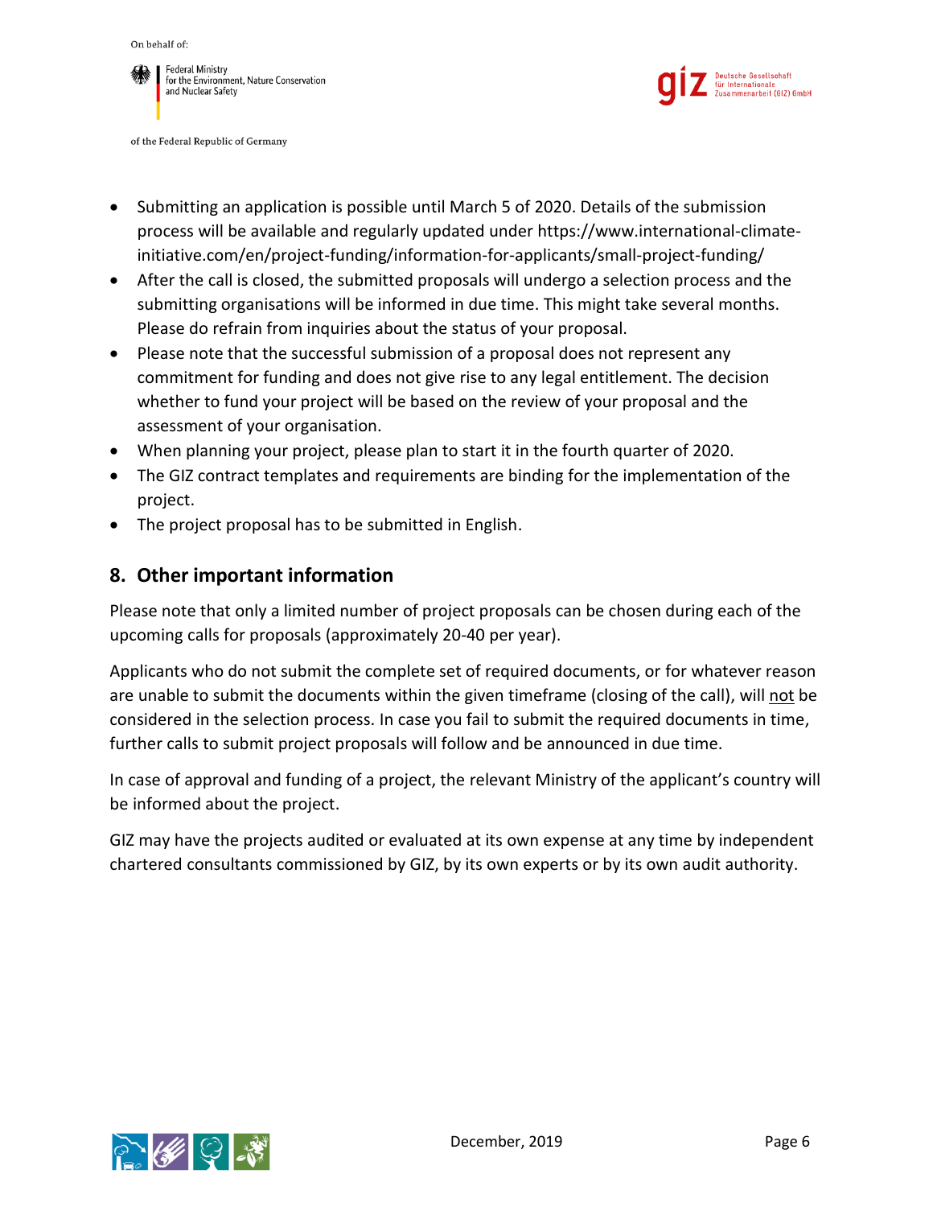- Submitting an application is possible until March 5 of 2020. Details of the submission process will be available and regularly updated under https://www.international-climate-initiative.com/en/project-funding/information-for-applicants/small-project-funding/
- After the call is closed, the submitted proposals will undergo a selection process and the submitting organisations will be informed in due time. This might take several months. Please do refrain from inquiries about the status of your proposal.
- Please note that the successful submission of a proposal does not represent any commitment for funding and does not give rise to any legal entitlement. The decision whether to fund your project will be based on the review of your proposal and the assessment of your organisation.
- When planning your project, please plan to start it in the fourth quarter of 2020.
- The GIZ contract templates and requirements are binding for the implementation of the project.
- The project proposal has to be submitted in English.

## 8. Other important information

Please note that only a limited number of project proposals can be chosen during each of the upcoming calls for proposals (approximately 20-40 per year).

Applicants who do not submit the complete set of required documents, or for whatever reason are unable to submit the documents within the given timeframe (closing of the call), will <u>not</u> be considered in the selection process. In case you fail to submit the required documents in time, further calls to submit project proposals will follow and be announced in due time.

In case of approval and funding of a project, the relevant Ministry of the applicant's country will be informed about the project.

GIZ may have the projects audited or evaluated at its own expense at any time by independent chartered consultants commissioned by GIZ, by its own experts or by its own audit authority.